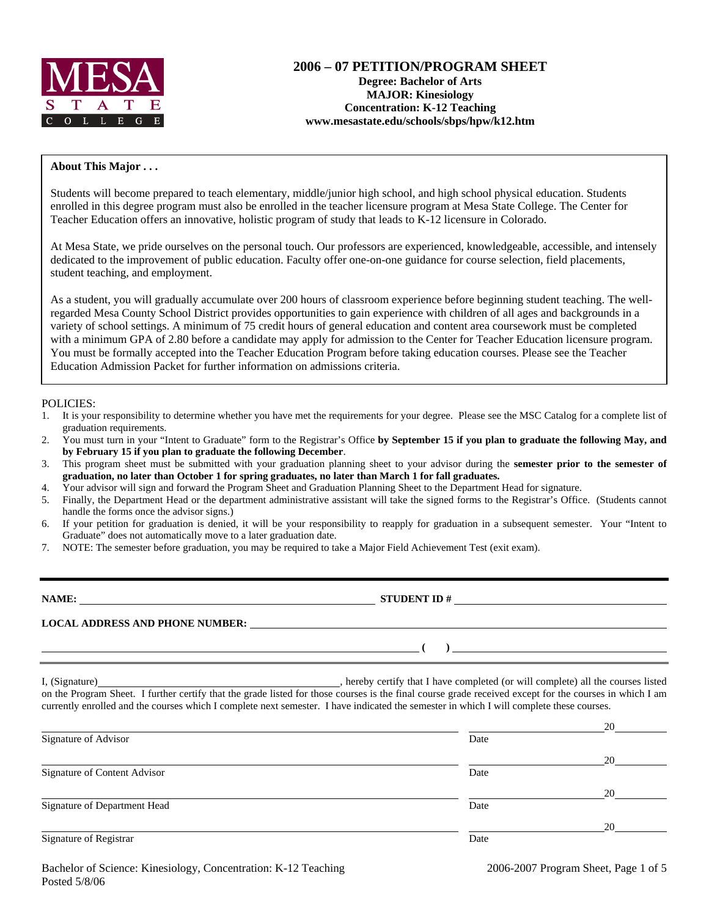MESA STATE COLLEGE

# 2006 – 07 PETITION/PROGRAM SHEET

**Degree: Bachelor of Arts**
**MAJOR: Kinesiology**
**Concentration: K-12 Teaching**
**www.mesastate.edu/schools/sbps/hpw/k12.htm**

**About This Major . . .**

Students will become prepared to teach elementary, middle/junior high school, and high school physical education. Students enrolled in this degree program must also be enrolled in the teacher licensure program at Mesa State College. The Center for Teacher Education offers an innovative, holistic program of study that leads to K-12 licensure in Colorado.

At Mesa State, we pride ourselves on the personal touch. Our professors are experienced, knowledgeable, accessible, and intensely dedicated to the improvement of public education. Faculty offer one-on-one guidance for course selection, field placements, student teaching, and employment.

As a student, you will gradually accumulate over 200 hours of classroom experience before beginning student teaching. The well-regarded Mesa County School District provides opportunities to gain experience with children of all ages and backgrounds in a variety of school settings. A minimum of 75 credit hours of general education and content area coursework must be completed with a minimum GPA of 2.80 before a candidate may apply for admission to the Center for Teacher Education licensure program. You must be formally accepted into the Teacher Education Program before taking education courses. Please see the Teacher Education Admission Packet for further information on admissions criteria.

POLICIES:

1. It is your responsibility to determine whether you have met the requirements for your degree. Please see the MSC Catalog for a complete list of graduation requirements.
2. You must turn in your "Intent to Graduate" form to the Registrar's Office **by September 15 if you plan to graduate the following May, and by February 15 if you plan to graduate the following December**.
3. This program sheet must be submitted with your graduation planning sheet to your advisor during the **semester prior to the semester of graduation, no later than October 1 for spring graduates, no later than March 1 for fall graduates.**
4. Your advisor will sign and forward the Program Sheet and Graduation Planning Sheet to the Department Head for signature.
5. Finally, the Department Head or the department administrative assistant will take the signed forms to the Registrar's Office. (Students cannot handle the forms once the advisor signs.)
6. If your petition for graduation is denied, it will be your responsibility to reapply for graduation in a subsequent semester. Your "Intent to Graduate" does not automatically move to a later graduation date.
7. NOTE: The semester before graduation, you may be required to take a Major Field Achievement Test (exit exam).

---

**NAME:** ______________________________ **STUDENT ID #** ______________________________

**LOCAL ADDRESS AND PHONE NUMBER:** ______________________________

______________________________ **( )** ______________________________

I, (Signature)______________________________, hereby certify that I have completed (or will complete) all the courses listed on the Program Sheet. I further certify that the grade listed for those courses is the final course grade received except for the courses in which I am currently enrolled and the courses which I complete next semester. I have indicated the semester in which I will complete these courses.

______________________________ ______________ 20______
Signature of Advisor Date

______________________________ ______________ 20______
Signature of Content Advisor Date

______________________________ ______________ 20______
Signature of Department Head Date

______________________________ ______________ 20______
Signature of Registrar Date

Bachelor of Science: Kinesiology, Concentration: K-12 Teaching
Posted 5/8/06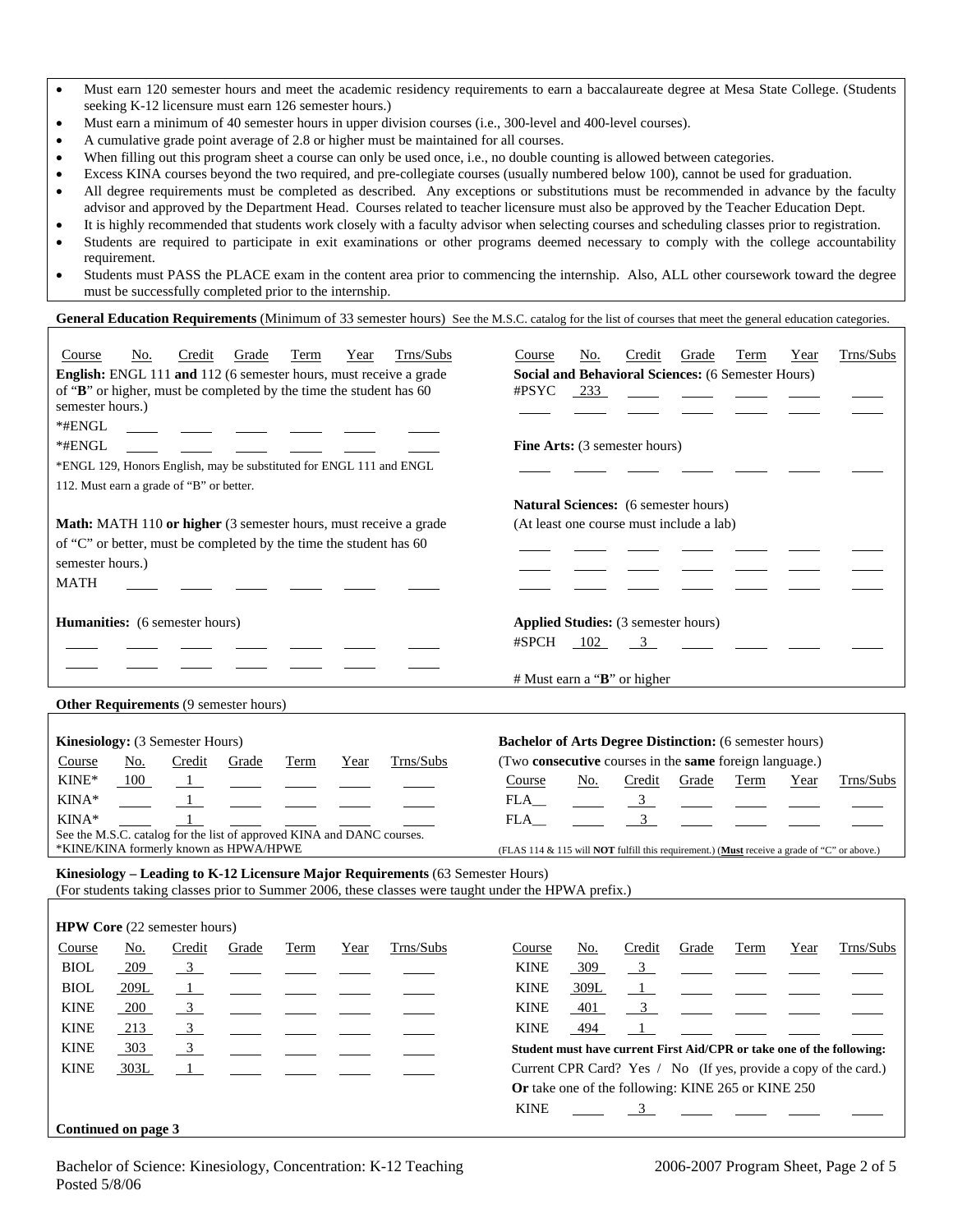- Must earn 120 semester hours and meet the academic residency requirements to earn a baccalaureate degree at Mesa State College. (Students seeking K-12 licensure must earn 126 semester hours.)
- Must earn a minimum of 40 semester hours in upper division courses (i.e., 300-level and 400-level courses).
- A cumulative grade point average of 2.8 or higher must be maintained for all courses.
- When filling out this program sheet a course can only be used once, i.e., no double counting is allowed between categories.
- Excess KINA courses beyond the two required, and pre-collegiate courses (usually numbered below 100), cannot be used for graduation.
- All degree requirements must be completed as described. Any exceptions or substitutions must be recommended in advance by the faculty advisor and approved by the Department Head. Courses related to teacher licensure must also be approved by the Teacher Education Dept.
- It is highly recommended that students work closely with a faculty advisor when selecting courses and scheduling classes prior to registration.
- Students are required to participate in exit examinations or other programs deemed necessary to comply with the college accountability requirement.
- Students must PASS the PLACE exam in the content area prior to commencing the internship. Also, ALL other coursework toward the degree must be successfully completed prior to the internship.

**General Education Requirements** (Minimum of 33 semester hours) See the M.S.C. catalog for the list of courses that meet the general education categories.

**English:** ENGL 111 **and** 112 (6 semester hours, must receive a grade of "**B**" or higher, must be completed by the time the student has 60 semester hours.)

| Course | No. | Credit | Grade | Term | Year | Trns/Subs |
|---|---|---|---|---|---|---|
| *#ENGL | | | | | | |
| *#ENGL | | | | | | |

*ENGL 129, Honors English, may be substituted for ENGL 111 and ENGL 112. Must earn a grade of "B" or better.

**Math:** MATH 110 **or higher** (3 semester hours, must receive a grade of "C" or better, must be completed by the time the student has 60 semester hours.)

| Course | No. | Credit | Grade | Term | Year | Trns/Subs |
|---|---|---|---|---|---|---|
| MATH | | | | | | |

**Humanities:** (6 semester hours)

| Course | No. | Credit | Grade | Term | Year | Trns/Subs |
|---|---|---|---|---|---|---|
| | | | | | | |
| | | | | | | |

**Social and Behavioral Sciences:** (6 Semester Hours)

| Course | No. | Credit | Grade | Term | Year | Trns/Subs |
|---|---|---|---|---|---|---|
| #PSYC | 233 | | | | | |
| | | | | | | |

**Fine Arts:** (3 semester hours)

| Course | No. | Credit | Grade | Term | Year | Trns/Subs |
|---|---|---|---|---|---|---|
| | | | | | | |

**Natural Sciences:** (6 semester hours)
(At least one course must include a lab)

| Course | No. | Credit | Grade | Term | Year | Trns/Subs |
|---|---|---|---|---|---|---|
| | | | | | | |
| | | | | | | |
| | | | | | | |

**Applied Studies:** (3 semester hours)

| Course | No. | Credit | Grade | Term | Year | Trns/Subs |
|---|---|---|---|---|---|---|
| #SPCH | 102 | 3 | | | | |

# Must earn a "**B**" or higher

**Other Requirements** (9 semester hours)

**Kinesiology:** (3 Semester Hours)

| Course | No. | Credit | Grade | Term | Year | Trns/Subs |
|---|---|---|---|---|---|---|
| KINE* | 100 | 1 | | | | |
| KINA* | | 1 | | | | |
| KINA* | | 1 | | | | |

See the M.S.C. catalog for the list of approved KINA and DANC courses.
*KINE/KINA formerly known as HPWA/HPWE

**Bachelor of Arts Degree Distinction:** (6 semester hours)
(Two **consecutive** courses in the **same** foreign language.)

| Course | No. | Credit | Grade | Term | Year | Trns/Subs |
|---|---|---|---|---|---|---|
| FLA__ | | 3 | | | | |
| FLA__ | | 3 | | | | |

(FLAS 114 & 115 will **NOT** fulfill this requirement.) (**Must** receive a grade of "C" or above.)

**Kinesiology – Leading to K-12 Licensure Major Requirements** (63 Semester Hours)
(For students taking classes prior to Summer 2006, these classes were taught under the HPWA prefix.)

**HPW Core** (22 semester hours)

| Course | No. | Credit | Grade | Term | Year | Trns/Subs |
|---|---|---|---|---|---|---|
| BIOL | 209 | 3 | | | | |
| BIOL | 209L | 1 | | | | |
| KINE | 200 | 3 | | | | |
| KINE | 213 | 3 | | | | |
| KINE | 303 | 3 | | | | |
| KINE | 303L | 1 | | | | |
| KINE | 309 | 3 | | | | |
| KINE | 309L | 1 | | | | |
| KINE | 401 | 3 | | | | |
| KINE | 494 | 1 | | | | |

**Student must have current First Aid/CPR or take one of the following:**
Current CPR Card? Yes / No (If yes, provide a copy of the card.)
**Or** take one of the following: KINE 265 or KINE 250

| Course | No. | Credit | Grade | Term | Year | Trns/Subs |
|---|---|---|---|---|---|---|
| KINE | | 3 | | | | |

**Continued on page 3**

Bachelor of Science: Kinesiology, Concentration: K-12 Teaching
Posted 5/8/06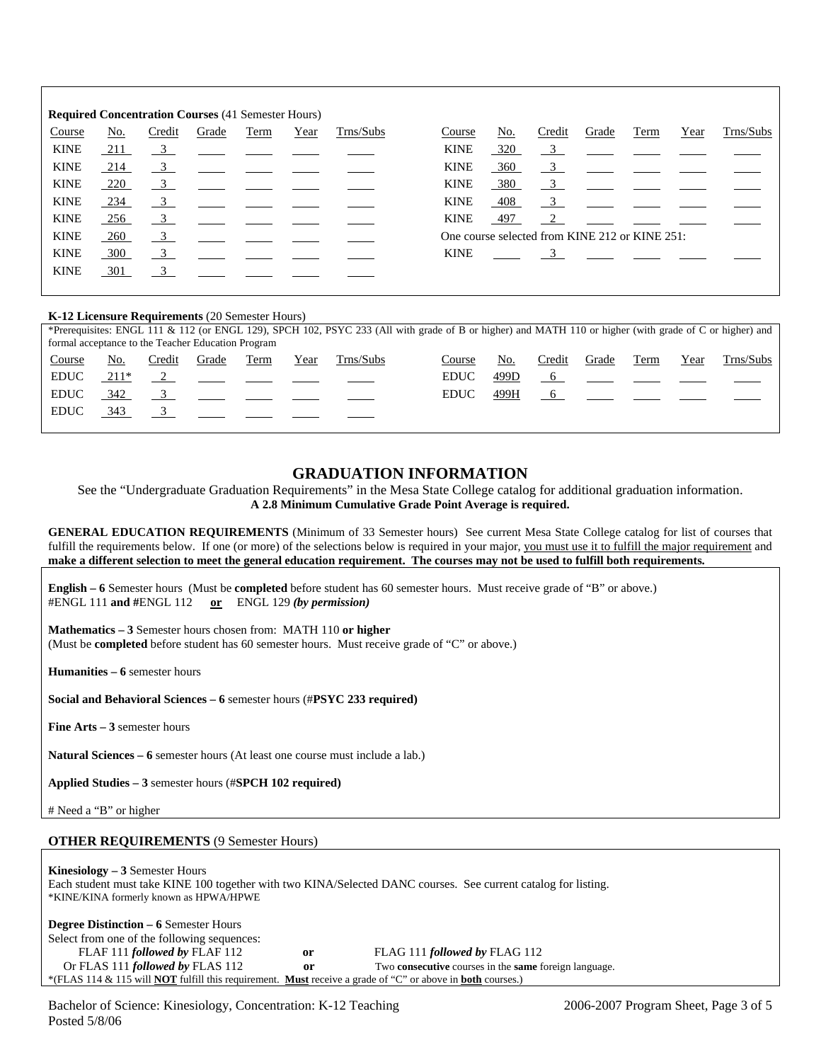**Required Concentration Courses** (41 Semester Hours)

| Course | No. | Credit | Grade | Term | Year | Trns/Subs | Course | No. | Credit | Grade | Term | Year | Trns/Subs |
|---|---|---|---|---|---|---|---|---|---|---|---|---|---|
| KINE | 211 | 3 | | | | | KINE | 320 | 3 | | | | |
| KINE | 214 | 3 | | | | | KINE | 360 | 3 | | | | |
| KINE | 220 | 3 | | | | | KINE | 380 | 3 | | | | |
| KINE | 234 | 3 | | | | | KINE | 408 | 3 | | | | |
| KINE | 256 | 3 | | | | | KINE | 497 | 2 | | | | |
| KINE | 260 | 3 | | | | | One course selected from KINE 212 or KINE 251: | | | | | | |
| KINE | 300 | 3 | | | | | KINE | | 3 | | | | |
| KINE | 301 | 3 | | | | | | | | | | | |

**K-12 Licensure Requirements** (20 Semester Hours)

*Prerequisites: ENGL 111 & 112 (or ENGL 129), SPCH 102, PSYC 233 (All with grade of B or higher) and MATH 110 or higher (with grade of C or higher) and formal acceptance to the Teacher Education Program

| Course | No. | Credit | Grade | Term | Year | Trns/Subs | Course | No. | Credit | Grade | Term | Year | Trns/Subs |
|---|---|---|---|---|---|---|---|---|---|---|---|---|---|
| EDUC | 211* | 2 | | | | | EDUC | 499D | 6 | | | | |
| EDUC | 342 | 3 | | | | | EDUC | 499H | 6 | | | | |
| EDUC | 343 | 3 | | | | | | | | | | | |

## GRADUATION INFORMATION

See the "Undergraduate Graduation Requirements" in the Mesa State College catalog for additional graduation information.

**A 2.8 Minimum Cumulative Grade Point Average is required.**

**GENERAL EDUCATION REQUIREMENTS** (Minimum of 33 Semester hours) See current Mesa State College catalog for list of courses that fulfill the requirements below. If one (or more) of the selections below is required in your major, you must use it to fulfill the major requirement and **make a different selection to meet the general education requirement. The courses may not be used to fulfill both requirements.**

**English – 6** Semester hours (Must be **completed** before student has 60 semester hours. Must receive grade of "B" or above.)
#ENGL 111 **and** #ENGL 112 **or** ENGL 129 ***(by permission)***

**Mathematics – 3** Semester hours chosen from: MATH 110 **or higher**
(Must be **completed** before student has 60 semester hours. Must receive grade of "C" or above.)

**Humanities – 6** semester hours

**Social and Behavioral Sciences – 6** semester hours (#**PSYC 233 required)**

**Fine Arts – 3** semester hours

**Natural Sciences – 6** semester hours (At least one course must include a lab.)

**Applied Studies – 3** semester hours (#**SPCH 102 required)**

# Need a "B" or higher

**OTHER REQUIREMENTS** (9 Semester Hours)

**Kinesiology – 3** Semester Hours
Each student must take KINE 100 together with two KINA/Selected DANC courses. See current catalog for listing.
*KINE/KINA formerly known as HPWA/HPWE

**Degree Distinction – 6** Semester Hours
Select from one of the following sequences:

FLAF 111 ***followed by*** FLAF 112 **or** FLAG 111 ***followed by*** FLAG 112
Or FLAS 111 ***followed by*** FLAS 112 **or** Two **consecutive** courses in the **same** foreign language.

*(FLAS 114 & 115 will **NOT** fulfill this requirement. **Must** receive a grade of "C" or above in **both** courses.)

Bachelor of Science: Kinesiology, Concentration: K-12 Teaching
Posted 5/8/06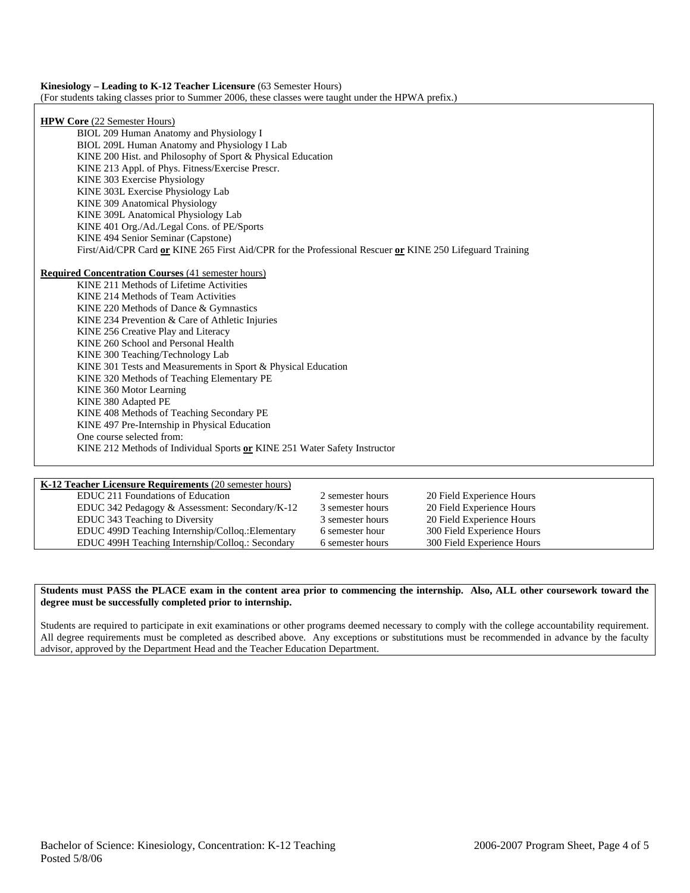**Kinesiology – Leading to K-12 Teacher Licensure** (63 Semester Hours)
(For students taking classes prior to Summer 2006, these classes were taught under the HPWA prefix.)

**HPW Core** (22 Semester Hours)

- BIOL 209 Human Anatomy and Physiology I
- BIOL 209L Human Anatomy and Physiology I Lab
- KINE 200 Hist. and Philosophy of Sport & Physical Education
- KINE 213 Appl. of Phys. Fitness/Exercise Prescr.
- KINE 303 Exercise Physiology
- KINE 303L Exercise Physiology Lab
- KINE 309 Anatomical Physiology
- KINE 309L Anatomical Physiology Lab
- KINE 401 Org./Ad./Legal Cons. of PE/Sports
- KINE 494 Senior Seminar (Capstone)
- First/Aid/CPR Card **or** KINE 265 First Aid/CPR for the Professional Rescuer **or** KINE 250 Lifeguard Training

**Required Concentration Courses** (41 semester hours)

- KINE 211 Methods of Lifetime Activities
- KINE 214 Methods of Team Activities
- KINE 220 Methods of Dance & Gymnastics
- KINE 234 Prevention & Care of Athletic Injuries
- KINE 256 Creative Play and Literacy
- KINE 260 School and Personal Health
- KINE 300 Teaching/Technology Lab
- KINE 301 Tests and Measurements in Sport & Physical Education
- KINE 320 Methods of Teaching Elementary PE
- KINE 360 Motor Learning
- KINE 380 Adapted PE
- KINE 408 Methods of Teaching Secondary PE
- KINE 497 Pre-Internship in Physical Education
- One course selected from:
  KINE 212 Methods of Individual Sports **or** KINE 251 Water Safety Instructor

| **K-12 Teacher Licensure Requirements** (20 semester hours) | | |
|---|---|---|
| EDUC 211 Foundations of Education | 2 semester hours | 20 Field Experience Hours |
| EDUC 342 Pedagogy & Assessment: Secondary/K-12 | 3 semester hours | 20 Field Experience Hours |
| EDUC 343 Teaching to Diversity | 3 semester hours | 20 Field Experience Hours |
| EDUC 499D Teaching Internship/Colloq.:Elementary | 6 semester hour | 300 Field Experience Hours |
| EDUC 499H Teaching Internship/Colloq.: Secondary | 6 semester hours | 300 Field Experience Hours |

**Students must PASS the PLACE exam in the content area prior to commencing the internship. Also, ALL other coursework toward the degree must be successfully completed prior to internship.**

Students are required to participate in exit examinations or other programs deemed necessary to comply with the college accountability requirement. All degree requirements must be completed as described above. Any exceptions or substitutions must be recommended in advance by the faculty advisor, approved by the Department Head and the Teacher Education Department.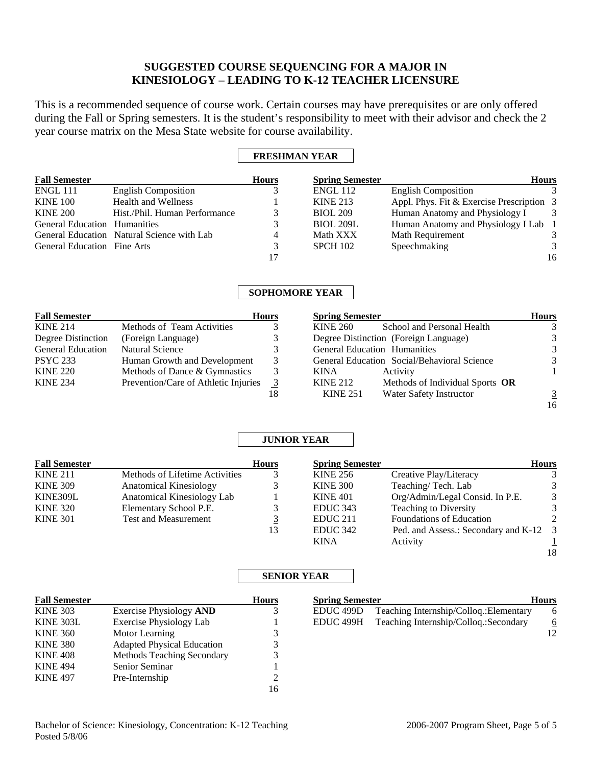# SUGGESTED COURSE SEQUENCING FOR A MAJOR IN KINESIOLOGY – LEADING TO K-12 TEACHER LICENSURE

This is a recommended sequence of course work. Certain courses may have prerequisites or are only offered during the Fall or Spring semesters. It is the student's responsibility to meet with their advisor and check the 2 year course matrix on the Mesa State website for course availability.

## FRESHMAN YEAR

| Fall Semester | | Hours | Spring Semester | | Hours |
|---|---|---|---|---|---|
| ENGL 111 | English Composition | 3 | ENGL 112 | English Composition | 3 |
| KINE 100 | Health and Wellness | 1 | KINE 213 | Appl. Phys. Fit & Exercise Prescription | 3 |
| KINE 200 | Hist./Phil. Human Performance | 3 | BIOL 209 | Human Anatomy and Physiology I | 3 |
| General Education | Humanities | 3 | BIOL 209L | Human Anatomy and Physiology I Lab | 1 |
| General Education | Natural Science with Lab | 4 | Math XXX | Math Requirement | 3 |
| General Education | Fine Arts | 3 | SPCH 102 | Speechmaking | 3 |
| | | 17 | | | 16 |

## SOPHOMORE YEAR

| Fall Semester | | Hours | Spring Semester | | Hours |
|---|---|---|---|---|---|
| KINE 214 | Methods of Team Activities | 3 | KINE 260 | School and Personal Health | 3 |
| Degree Distinction | (Foreign Language) | 3 | Degree Distinction | (Foreign Language) | 3 |
| General Education | Natural Science | 3 | General Education | Humanities | 3 |
| PSYC 233 | Human Growth and Development | 3 | General Education | Social/Behavioral Science | 3 |
| KINE 220 | Methods of Dance & Gymnastics | 3 | KINA | Activity | 1 |
| KINE 234 | Prevention/Care of Athletic Injuries | 3 | KINE 212 | Methods of Individual Sports **OR** | |
| | | 18 | KINE 251 | Water Safety Instructor | 3 |
| | | | | | 16 |

## JUNIOR YEAR

| Fall Semester | | Hours | Spring Semester | | Hours |
|---|---|---|---|---|---|
| KINE 211 | Methods of Lifetime Activities | 3 | KINE 256 | Creative Play/Literacy | 3 |
| KINE 309 | Anatomical Kinesiology | 3 | KINE 300 | Teaching/ Tech. Lab | 3 |
| KINE309L | Anatomical Kinesiology Lab | 1 | KINE 401 | Org/Admin/Legal Consid. In P.E. | 3 |
| KINE 320 | Elementary School P.E. | 3 | EDUC 343 | Teaching to Diversity | 3 |
| KINE 301 | Test and Measurement | 3 | EDUC 211 | Foundations of Education | 2 |
| | | 13 | EDUC 342 | Ped. and Assess.: Secondary and K-12 | 3 |
| | | | KINA | Activity | 1 |
| | | | | | 18 |

## SENIOR YEAR

| Fall Semester | | Hours | Spring Semester | | Hours |
|---|---|---|---|---|---|
| KINE 303 | Exercise Physiology **AND** | 3 | EDUC 499D | Teaching Internship/Colloq.:Elementary | 6 |
| KINE 303L | Exercise Physiology Lab | 1 | EDUC 499H | Teaching Internship/Colloq.:Secondary | 6 |
| KINE 360 | Motor Learning | 3 | | | 12 |
| KINE 380 | Adapted Physical Education | 3 | | | |
| KINE 408 | Methods Teaching Secondary | 3 | | | |
| KINE 494 | Senior Seminar | 1 | | | |
| KINE 497 | Pre-Internship | 2 | | | |
| | | 16 | | | |

Bachelor of Science: Kinesiology, Concentration: K-12 Teaching
Posted 5/8/06